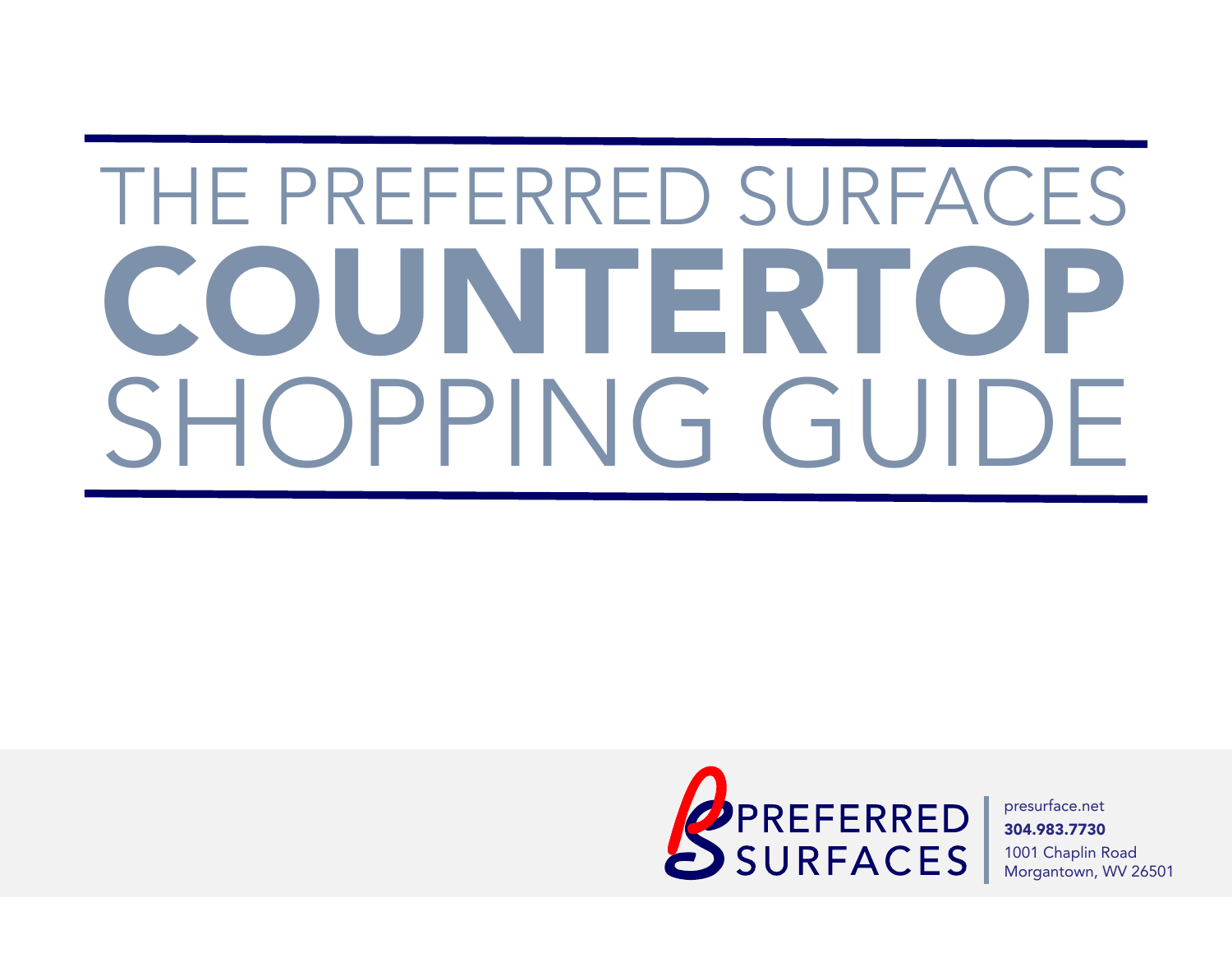# THE PREFERRED SURFACES COUNTERTOP SHOPPING GUIDE

PREFERRED SURFACES

presurface.net
**304.983.7730**
1001 Chaplin Road
Morgantown, WV 26501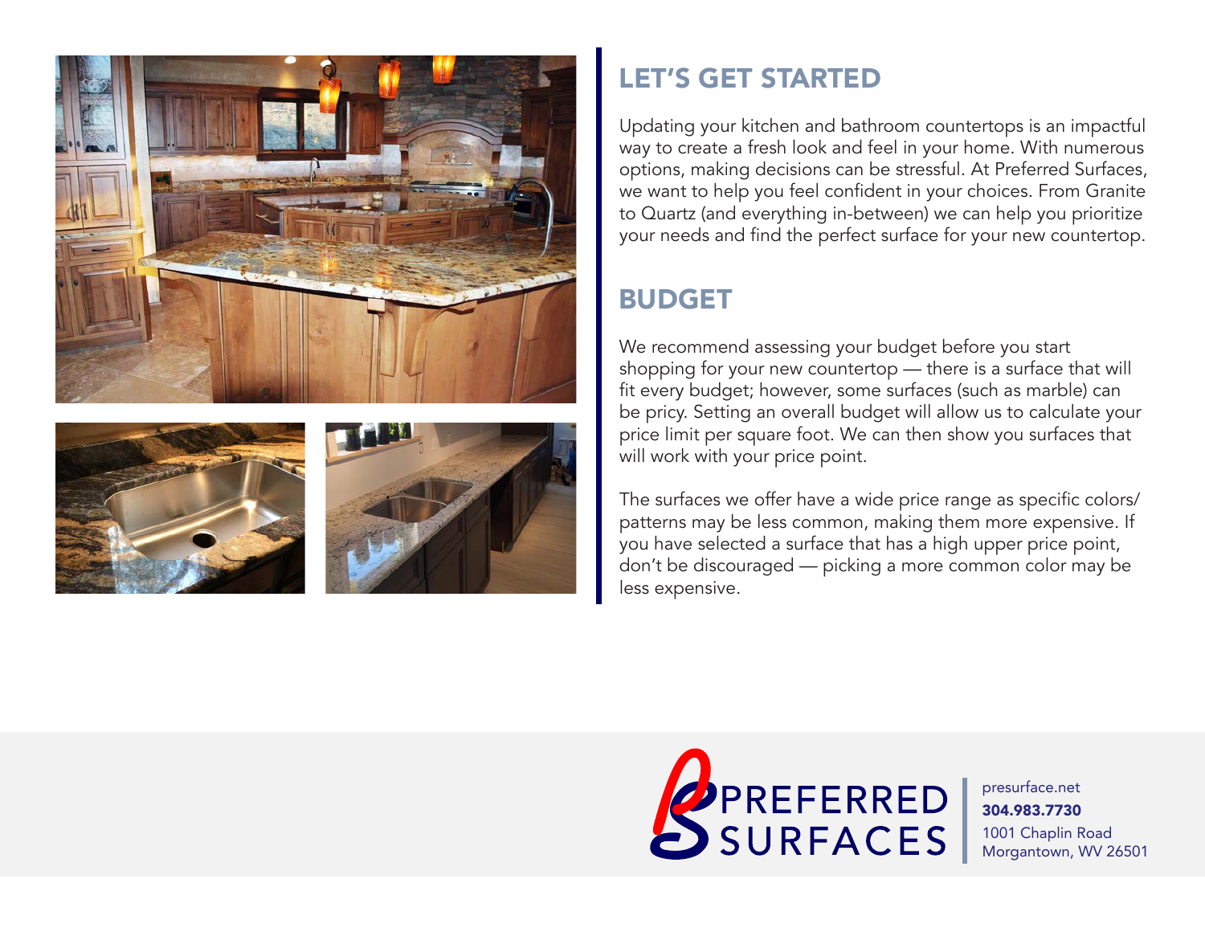## LET'S GET STARTED

Updating your kitchen and bathroom countertops is an impactful way to create a fresh look and feel in your home. With numerous options, making decisions can be stressful. At Preferred Surfaces, we want to help you feel confident in your choices. From Granite to Quartz (and everything in-between) we can help you prioritize your needs and find the perfect surface for your new countertop.

## BUDGET

We recommend assessing your budget before you start shopping for your new countertop — there is a surface that will fit every budget; however, some surfaces (such as marble) can be pricy. Setting an overall budget will allow us to calculate your price limit per square foot. We can then show you surfaces that will work with your price point.

The surfaces we offer have a wide price range as specific colors/patterns may be less common, making them more expensive. If you have selected a surface that has a high upper price point, don't be discouraged — picking a more common color may be less expensive.

PREFERRED SURFACES

presurface.net
**304.983.7730**
1001 Chaplin Road
Morgantown, WV 26501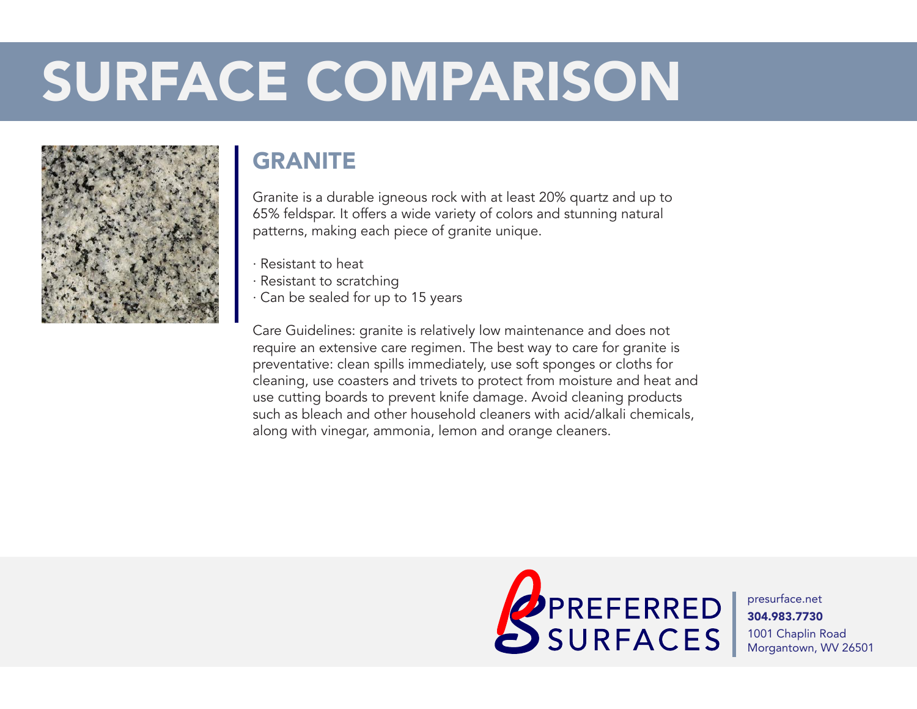# SURFACE COMPARISON

## GRANITE

Granite is a durable igneous rock with at least 20% quartz and up to 65% feldspar. It offers a wide variety of colors and stunning natural patterns, making each piece of granite unique.

· Resistant to heat
· Resistant to scratching
· Can be sealed for up to 15 years

Care Guidelines: granite is relatively low maintenance and does not require an extensive care regimen. The best way to care for granite is preventative: clean spills immediately, use soft sponges or cloths for cleaning, use coasters and trivets to protect from moisture and heat and use cutting boards to prevent knife damage. Avoid cleaning products such as bleach and other household cleaners with acid/alkali chemicals, along with vinegar, ammonia, lemon and orange cleaners.

PREFERRED SURFACES

presurface.net
**304.983.7730**
1001 Chaplin Road
Morgantown, WV 26501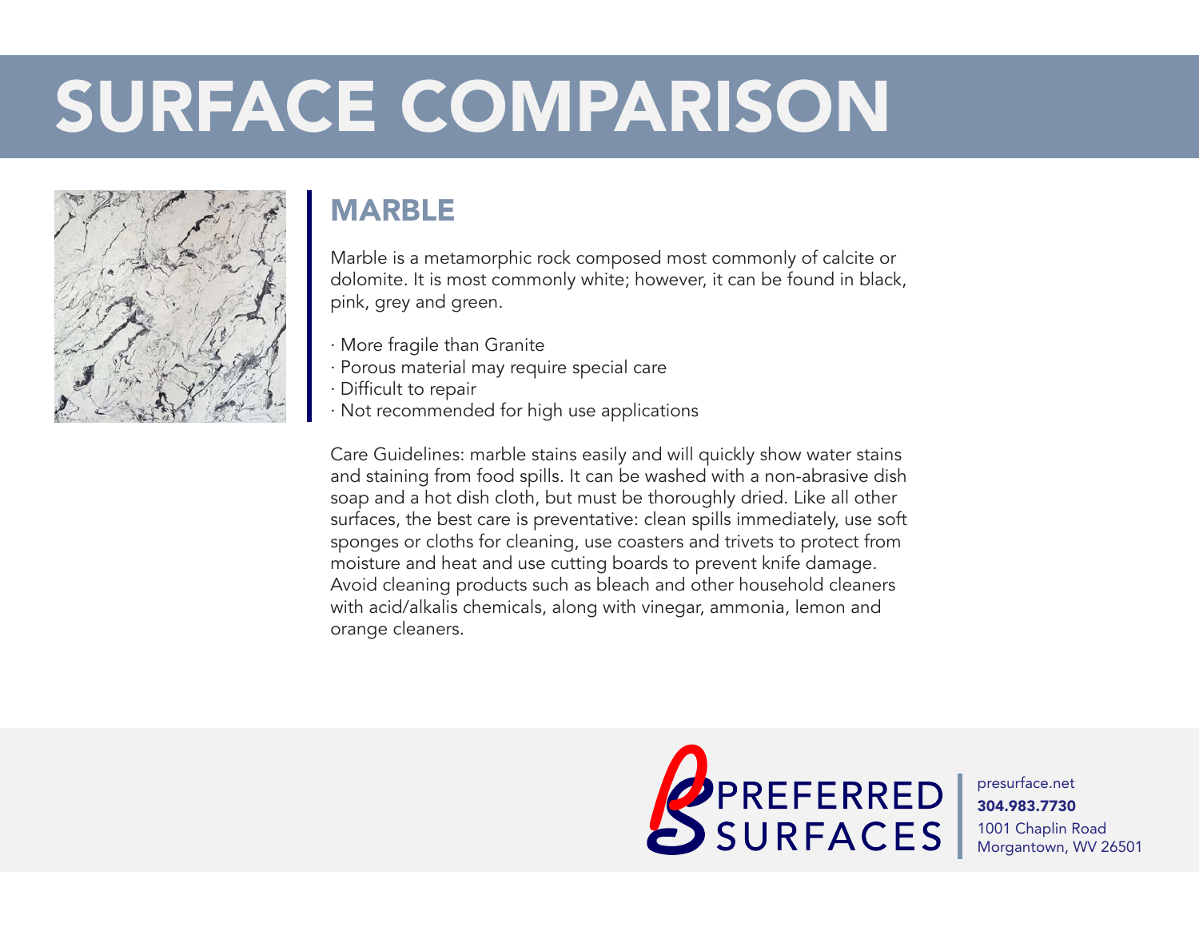# SURFACE COMPARISON

## MARBLE

Marble is a metamorphic rock composed most commonly of calcite or dolomite. It is most commonly white; however, it can be found in black, pink, grey and green.

- More fragile than Granite
- Porous material may require special care
- Difficult to repair
- Not recommended for high use applications

Care Guidelines: marble stains easily and will quickly show water stains and staining from food spills. It can be washed with a non-abrasive dish soap and a hot dish cloth, but must be thoroughly dried. Like all other surfaces, the best care is preventative: clean spills immediately, use soft sponges or cloths for cleaning, use coasters and trivets to protect from moisture and heat and use cutting boards to prevent knife damage. Avoid cleaning products such as bleach and other household cleaners with acid/alkalis chemicals, along with vinegar, ammonia, lemon and orange cleaners.

PREFERRED SURFACES

presurface.net
**304.983.7730**
1001 Chaplin Road
Morgantown, WV 26501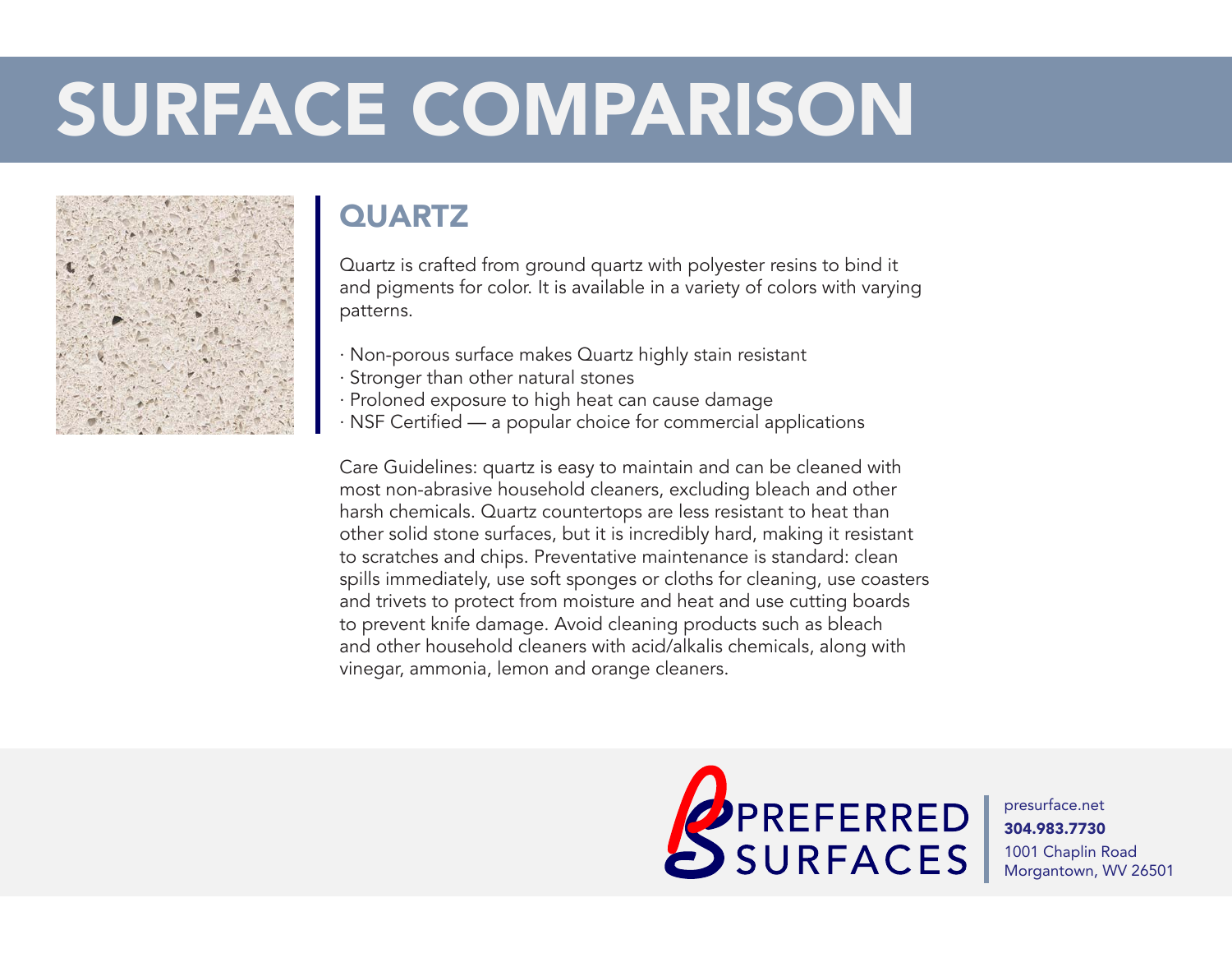# SURFACE COMPARISON

## QUARTZ

Quartz is crafted from ground quartz with polyester resins to bind it and pigments for color. It is available in a variety of colors with varying patterns.

· Non-porous surface makes Quartz highly stain resistant
· Stronger than other natural stones
· Proloned exposure to high heat can cause damage
· NSF Certified — a popular choice for commercial applications

Care Guidelines: quartz is easy to maintain and can be cleaned with most non-abrasive household cleaners, excluding bleach and other harsh chemicals. Quartz countertops are less resistant to heat than other solid stone surfaces, but it is incredibly hard, making it resistant to scratches and chips. Preventative maintenance is standard: clean spills immediately, use soft sponges or cloths for cleaning, use coasters and trivets to protect from moisture and heat and use cutting boards to prevent knife damage. Avoid cleaning products such as bleach and other household cleaners with acid/alkalis chemicals, along with vinegar, ammonia, lemon and orange cleaners.

PREFERRED SURFACES

presurface.net
**304.983.7730**
1001 Chaplin Road
Morgantown, WV 26501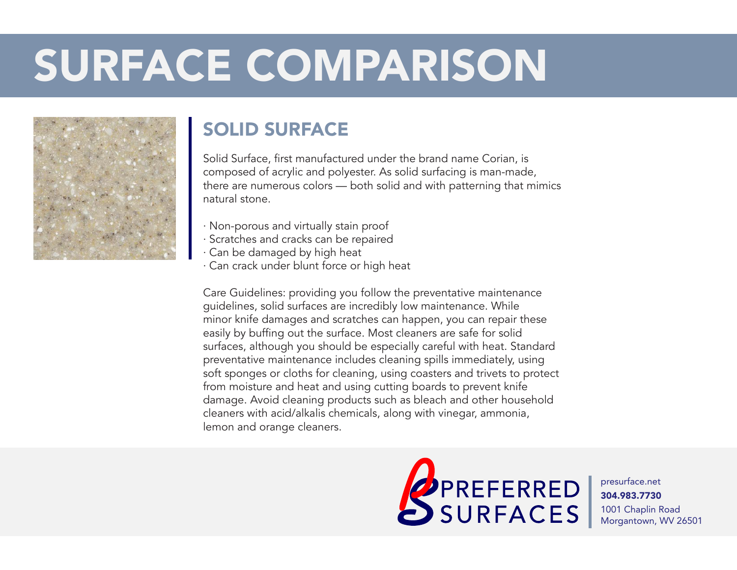# SURFACE COMPARISON

## SOLID SURFACE

Solid Surface, first manufactured under the brand name Corian, is composed of acrylic and polyester. As solid surfacing is man-made, there are numerous colors — both solid and with patterning that mimics natural stone.

- Non-porous and virtually stain proof
- Scratches and cracks can be repaired
- Can be damaged by high heat
- Can crack under blunt force or high heat

Care Guidelines: providing you follow the preventative maintenance guidelines, solid surfaces are incredibly low maintenance. While minor knife damages and scratches can happen, you can repair these easily by buffing out the surface. Most cleaners are safe for solid surfaces, although you should be especially careful with heat. Standard preventative maintenance includes cleaning spills immediately, using soft sponges or cloths for cleaning, using coasters and trivets to protect from moisture and heat and using cutting boards to prevent knife damage. Avoid cleaning products such as bleach and other household cleaners with acid/alkalis chemicals, along with vinegar, ammonia, lemon and orange cleaners.

PREFERRED SURFACES

presurface.net
**304.983.7730**
1001 Chaplin Road
Morgantown, WV 26501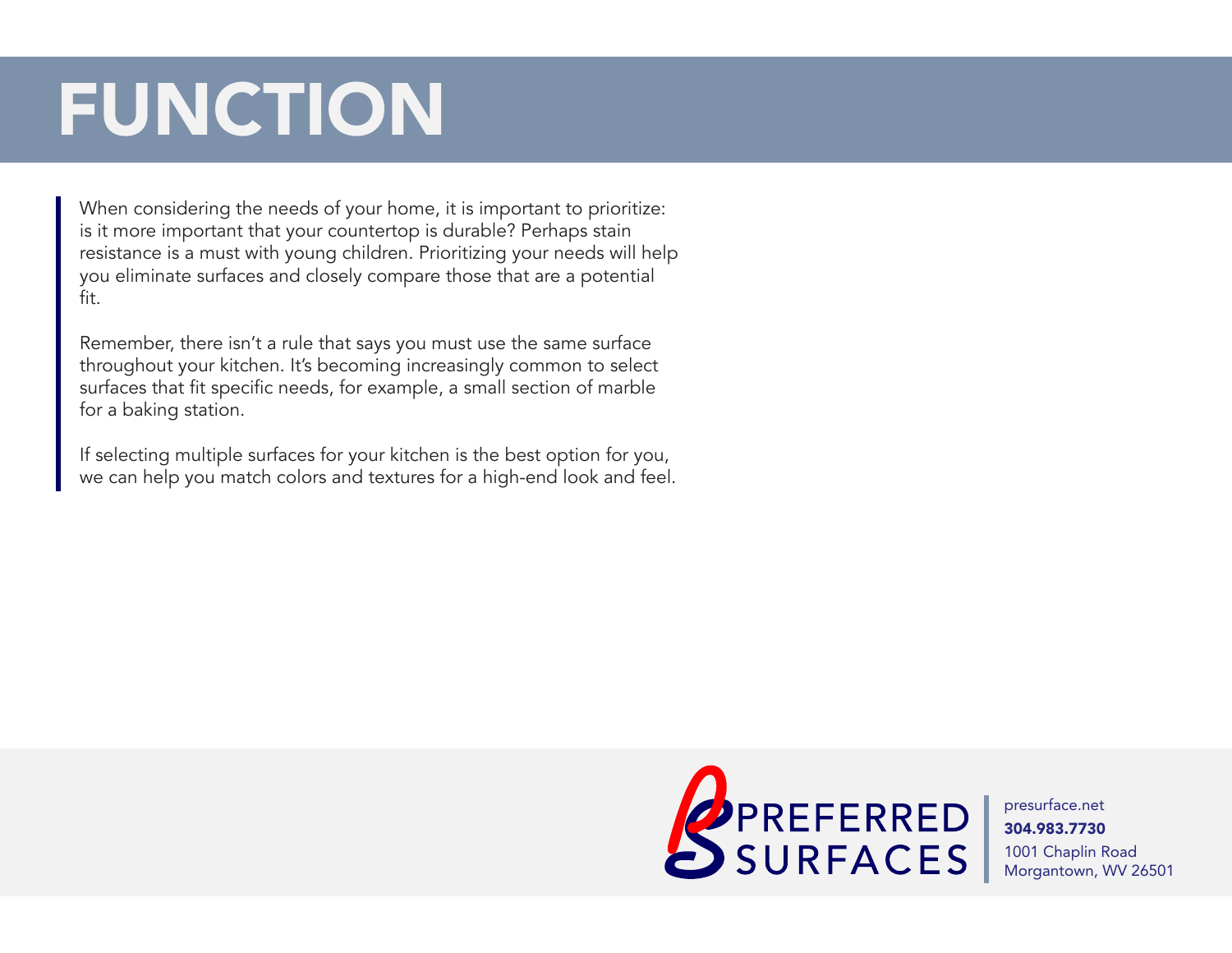# FUNCTION

When considering the needs of your home, it is important to prioritize: is it more important that your countertop is durable? Perhaps stain resistance is a must with young children. Prioritizing your needs will help you eliminate surfaces and closely compare those that are a potential fit.

Remember, there isn't a rule that says you must use the same surface throughout your kitchen. It's becoming increasingly common to select surfaces that fit specific needs, for example, a small section of marble for a baking station.

If selecting multiple surfaces for your kitchen is the best option for you, we can help you match colors and textures for a high-end look and feel.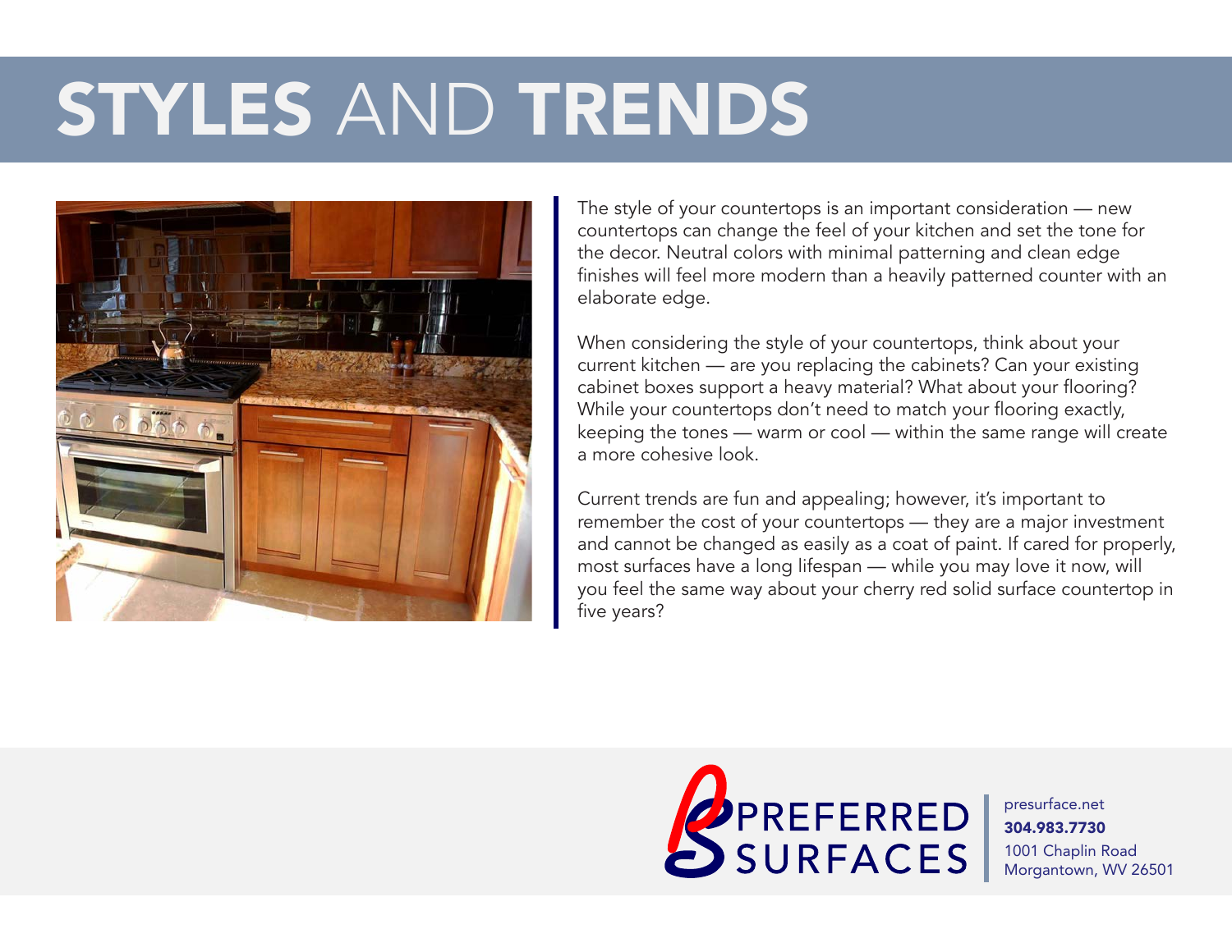# STYLES AND TRENDS

The style of your countertops is an important consideration — new countertops can change the feel of your kitchen and set the tone for the decor. Neutral colors with minimal patterning and clean edge finishes will feel more modern than a heavily patterned counter with an elaborate edge.

When considering the style of your countertops, think about your current kitchen — are you replacing the cabinets? Can your existing cabinet boxes support a heavy material? What about your flooring? While your countertops don't need to match your flooring exactly, keeping the tones — warm or cool — within the same range will create a more cohesive look.

Current trends are fun and appealing; however, it's important to remember the cost of your countertops — they are a major investment and cannot be changed as easily as a coat of paint. If cared for properly, most surfaces have a long lifespan — while you may love it now, will you feel the same way about your cherry red solid surface countertop in five years?

PREFERRED SURFACES

presurface.net
**304.983.7730**
1001 Chaplin Road
Morgantown, WV 26501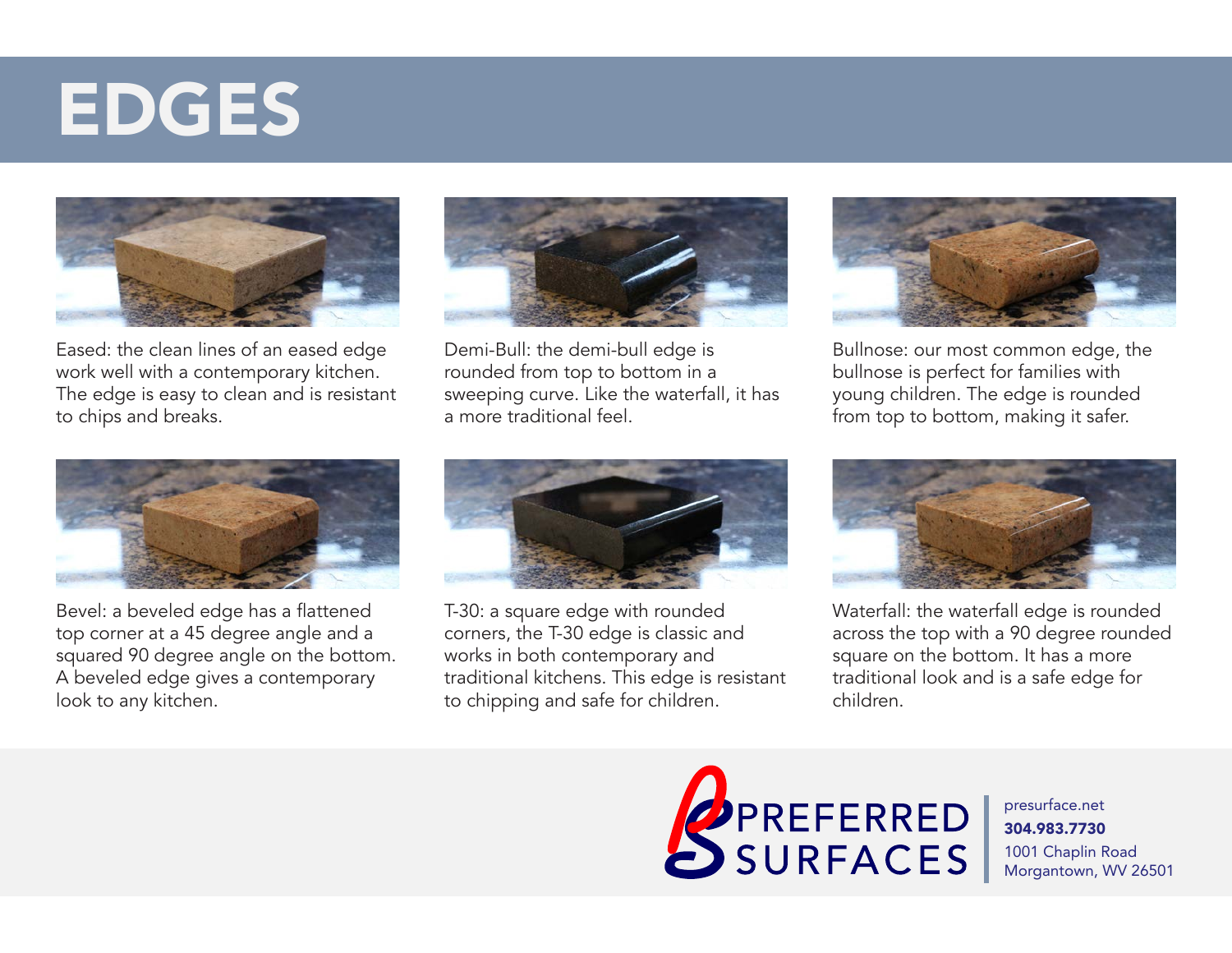# EDGES

Eased: the clean lines of an eased edge work well with a contemporary kitchen. The edge is easy to clean and is resistant to chips and breaks.

Demi-Bull: the demi-bull edge is rounded from top to bottom in a sweeping curve. Like the waterfall, it has a more traditional feel.

Bullnose: our most common edge, the bullnose is perfect for families with young children. The edge is rounded from top to bottom, making it safer.

Bevel: a beveled edge has a flattened top corner at a 45 degree angle and a squared 90 degree angle on the bottom. A beveled edge gives a contemporary look to any kitchen.

T-30: a square edge with rounded corners, the T-30 edge is classic and works in both contemporary and traditional kitchens. This edge is resistant to chipping and safe for children.

Waterfall: the waterfall edge is rounded across the top with a 90 degree rounded square on the bottom. It has a more traditional look and is a safe edge for children.

PREFERRED SURFACES

presurface.net
**304.983.7730**
1001 Chaplin Road
Morgantown, WV 26501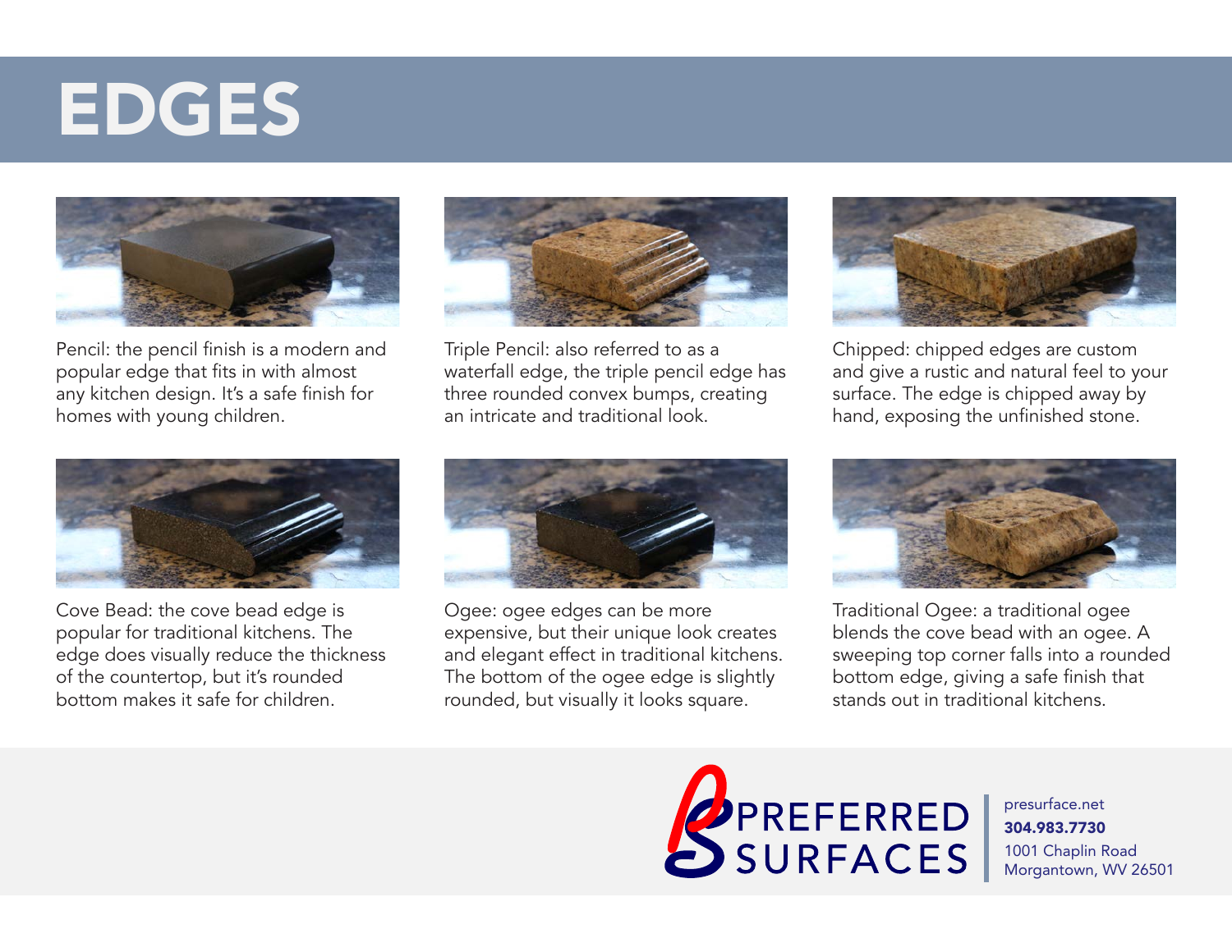# EDGES

Pencil: the pencil finish is a modern and popular edge that fits in with almost any kitchen design. It's a safe finish for homes with young children.

Triple Pencil: also referred to as a waterfall edge, the triple pencil edge has three rounded convex bumps, creating an intricate and traditional look.

Chipped: chipped edges are custom and give a rustic and natural feel to your surface. The edge is chipped away by hand, exposing the unfinished stone.

Cove Bead: the cove bead edge is popular for traditional kitchens. The edge does visually reduce the thickness of the countertop, but it's rounded bottom makes it safe for children.

Ogee: ogee edges can be more expensive, but their unique look creates and elegant effect in traditional kitchens. The bottom of the ogee edge is slightly rounded, but visually it looks square.

Traditional Ogee: a traditional ogee blends the cove bead with an ogee. A sweeping top corner falls into a rounded bottom edge, giving a safe finish that stands out in traditional kitchens.

PREFERRED SURFACES

presurface.net
**304.983.7730**
1001 Chaplin Road
Morgantown, WV 26501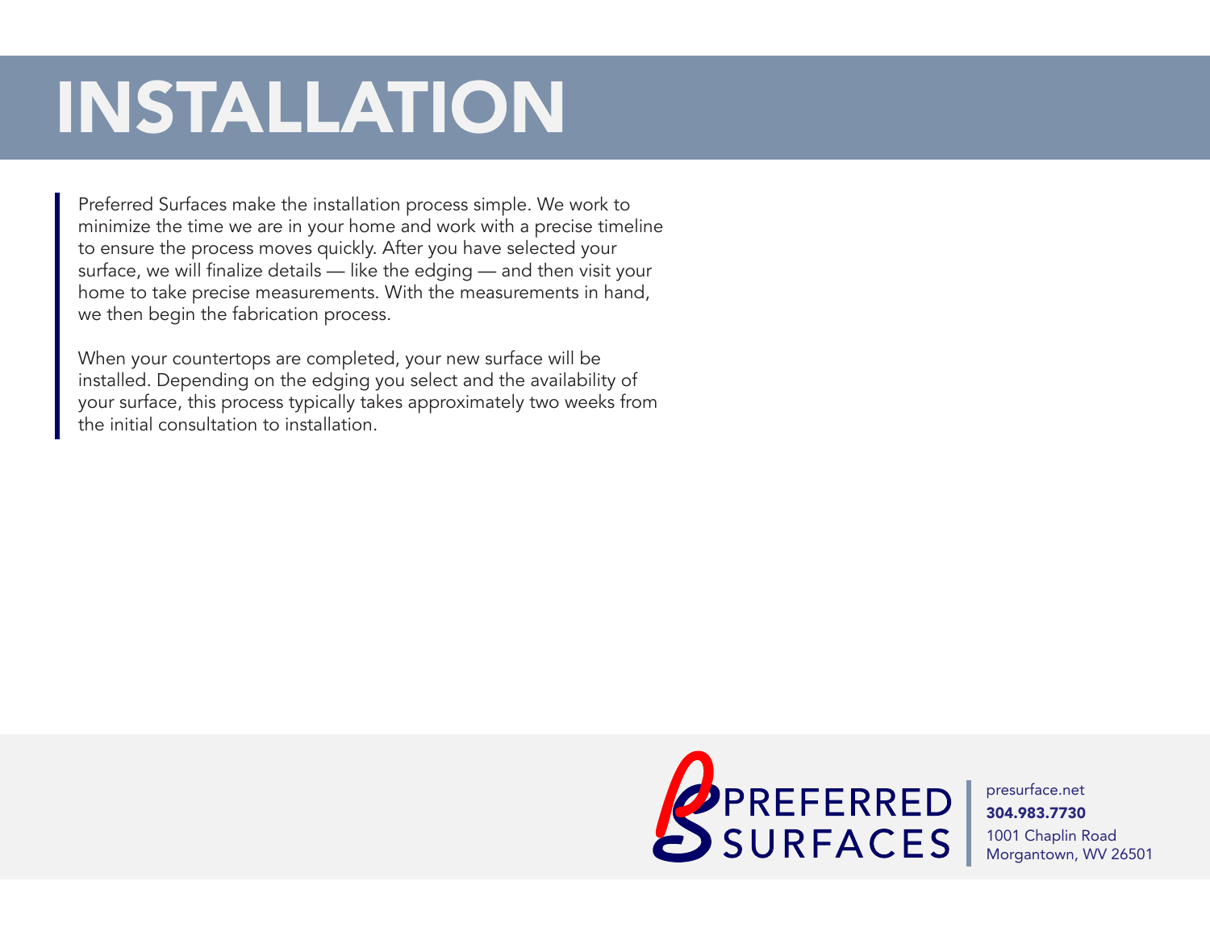# INSTALLATION

Preferred Surfaces make the installation process simple. We work to minimize the time we are in your home and work with a precise timeline to ensure the process moves quickly. After you have selected your surface, we will finalize details — like the edging — and then visit your home to take precise measurements. With the measurements in hand, we then begin the fabrication process.

When your countertops are completed, your new surface will be installed. Depending on the edging you select and the availability of your surface, this process typically takes approximately two weeks from the initial consultation to installation.

PREFERRED SURFACES

presurface.net
**304.983.7730**
1001 Chaplin Road
Morgantown, WV 26501